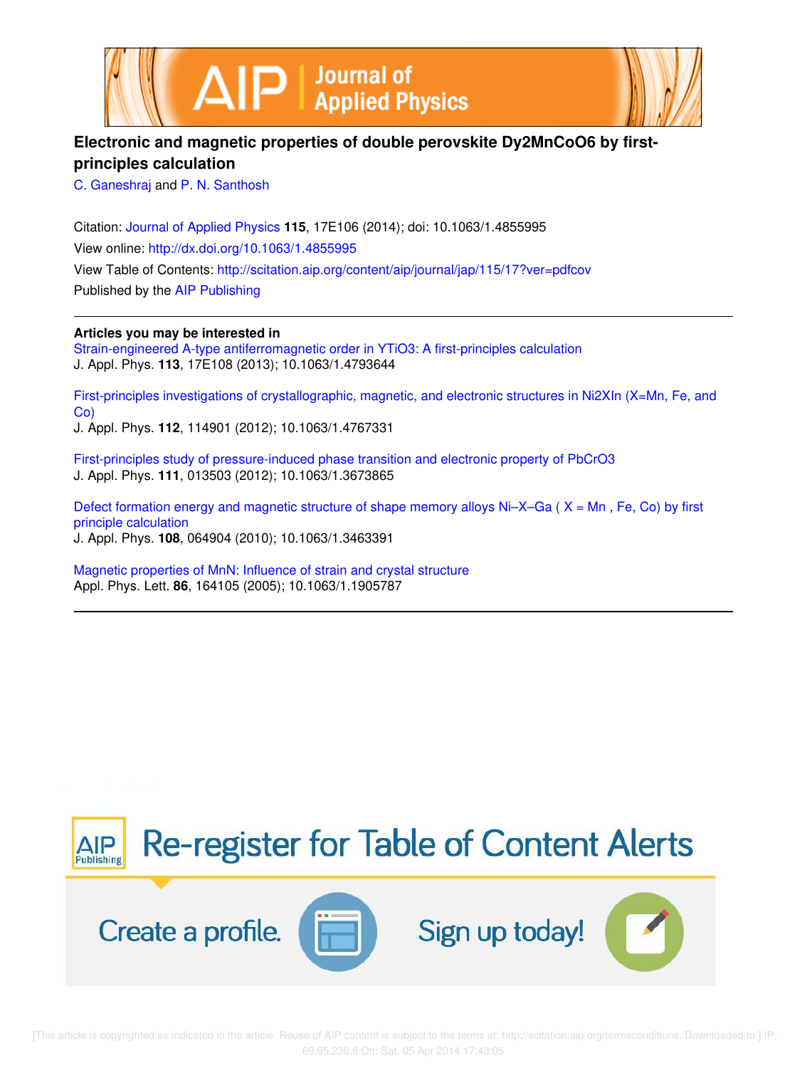# Electronic and magnetic properties of double perovskite Dy2MnCoO6 by first-principles calculation

C. Ganeshraj and P. N. Santhosh

Citation: Journal of Applied Physics **115**, 17E106 (2014); doi: 10.1063/1.4855995

View online: http://dx.doi.org/10.1063/1.4855995

View Table of Contents: http://scitation.aip.org/content/aip/journal/jap/115/17?ver=pdfcov

Published by the AIP Publishing

---

**Articles you may be interested in**

Strain-engineered A-type antiferromagnetic order in YTiO3: A first-principles calculation
J. Appl. Phys. **113**, 17E108 (2013); 10.1063/1.4793644

First-principles investigations of crystallographic, magnetic, and electronic structures in Ni2XIn (X=Mn, Fe, and Co)
J. Appl. Phys. **112**, 114901 (2012); 10.1063/1.4767331

First-principles study of pressure-induced phase transition and electronic property of PbCrO3
J. Appl. Phys. **111**, 013503 (2012); 10.1063/1.3673865

Defect formation energy and magnetic structure of shape memory alloys Ni–X–Ga ( X = Mn , Fe, Co) by first principle calculation
J. Appl. Phys. **108**, 064904 (2010); 10.1063/1.3463391

Magnetic properties of MnN: Influence of strain and crystal structure
Appl. Phys. Lett. **86**, 164105 (2005); 10.1063/1.1905787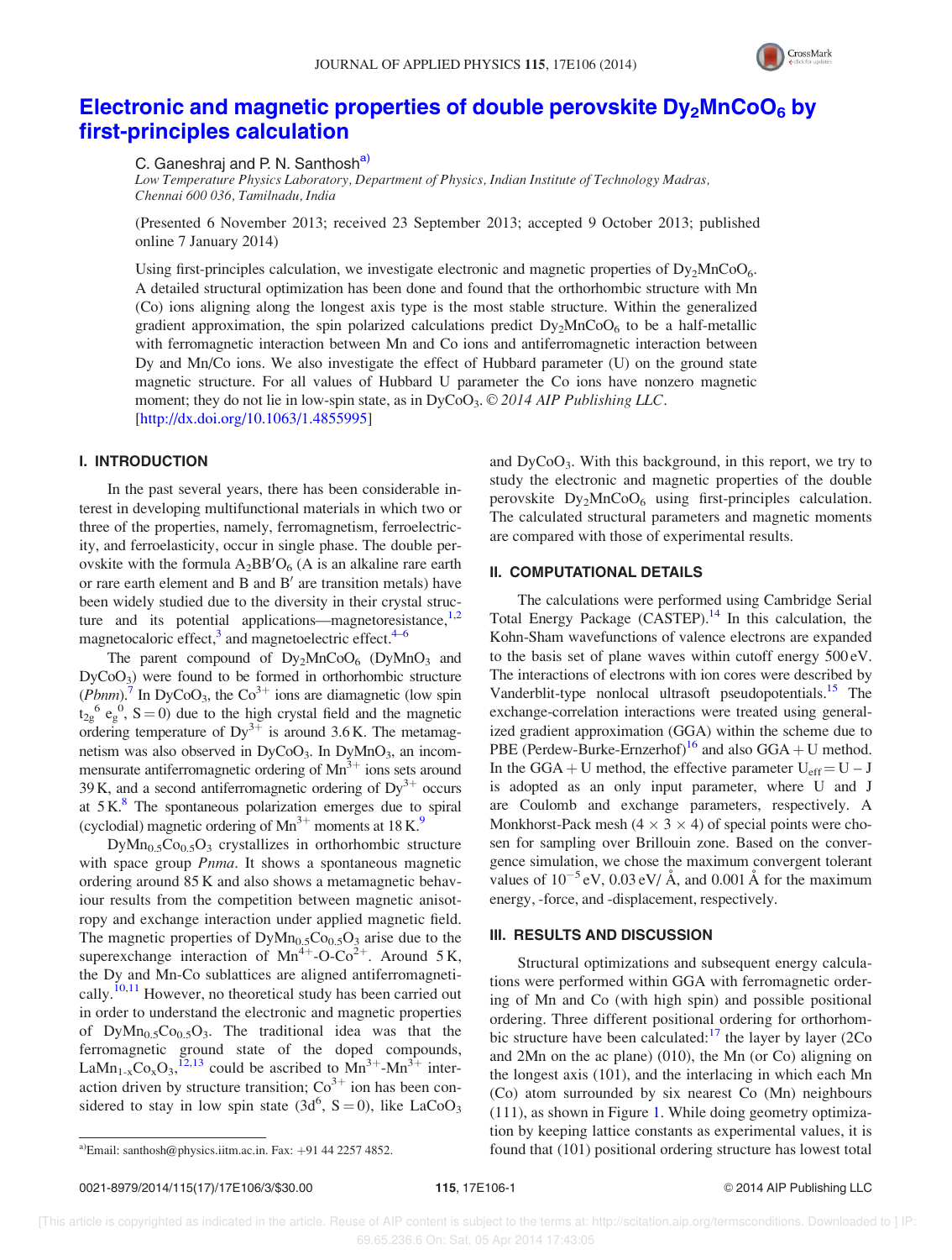# Electronic and magnetic properties of double perovskite $Dy_2MnCoO_6$ by first-principles calculation

C. Ganeshraj and P. N. Santhosh[a)]

*Low Temperature Physics Laboratory, Department of Physics, Indian Institute of Technology Madras, Chennai 600 036, Tamilnadu, India*

(Presented 6 November 2013; received 23 September 2013; accepted 9 October 2013; published online 7 January 2014)

Using first-principles calculation, we investigate electronic and magnetic properties of $Dy_2MnCoO_6$. A detailed structural optimization has been done and found that the orthorhombic structure with Mn (Co) ions aligning along the longest axis type is the most stable structure. Within the generalized gradient approximation, the spin polarized calculations predict $Dy_2MnCoO_6$ to be a half-metallic with ferromagnetic interaction between Mn and Co ions and antiferromagnetic interaction between Dy and Mn/Co ions. We also investigate the effect of Hubbard parameter (U) on the ground state magnetic structure. For all values of Hubbard U parameter the Co ions have nonzero magnetic moment; they do not lie in low-spin state, as in $DyCoO_3$. *© 2014 AIP Publishing LLC.* [http://dx.doi.org/10.1063/1.4855995]

## I. INTRODUCTION

In the past several years, there has been considerable interest in developing multifunctional materials in which two or three of the properties, namely, ferromagnetism, ferroelectricity, and ferroelasticity, occur in single phase. The double perovskite with the formula $A_2BB'O_6$ (A is an alkaline rare earth or rare earth element and B and B′ are transition metals) have been widely studied due to the diversity in their crystal structure and its potential applications—magnetoresistance,[1,2] magnetocaloric effect,[3] and magnetoelectric effect.[4–6]

The parent compound of $Dy_2MnCoO_6$ ($DyMnO_3$ and $DyCoO_3$) were found to be formed in orthorhombic structure (*Pbnm*).[7] In $DyCoO_3$, the $Co^{3+}$ ions are diamagnetic (low spin $t_{2g}^6$ $e_g^0$, $S=0$) due to the high crystal field and the magnetic ordering temperature of $Dy^{3+}$ is around 3.6 K. The metamagnetism was also observed in $DyCoO_3$. In $DyMnO_3$, an incommensurate antiferromagnetic ordering of $Mn^{3+}$ ions sets around 39 K, and a second antiferromagnetic ordering of $Dy^{3+}$ occurs at 5 K.[8] The spontaneous polarization emerges due to spiral (cyclodial) magnetic ordering of $Mn^{3+}$ moments at 18 K.[9]

$DyMn_{0.5}Co_{0.5}O_3$ crystallizes in orthorhombic structure with space group *Pnma*. It shows a spontaneous magnetic ordering around 85 K and also shows a metamagnetic behaviour results from the competition between magnetic anisotropy and exchange interaction under applied magnetic field. The magnetic properties of $DyMn_{0.5}Co_{0.5}O_3$ arise due to the superexchange interaction of $Mn^{4+}$-O-$Co^{2+}$. Around 5 K, the Dy and Mn-Co sublattices are aligned antiferromagnetically.[10,11] However, no theoretical study has been carried out in order to understand the electronic and magnetic properties of $DyMn_{0.5}Co_{0.5}O_3$. The traditional idea was that the ferromagnetic ground state of the doped compounds, $LaMn_{1-x}Co_xO_3$,[12,13] could be ascribed to $Mn^{3+}$-$Mn^{3+}$ interaction driven by structure transition; $Co^{3+}$ ion has been considered to stay in low spin state ($3d^6$, $S=0$), like $LaCoO_3$ and $DyCoO_3$. With this background, in this report, we try to study the electronic and magnetic properties of the double perovskite $Dy_2MnCoO_6$ using first-principles calculation. The calculated structural parameters and magnetic moments are compared with those of experimental results.

[a)]Email: santhosh@physics.iitm.ac.in. Fax: +91 44 2257 4852.

## II. COMPUTATIONAL DETAILS

The calculations were performed using Cambridge Serial Total Energy Package (CASTEP).[14] In this calculation, the Kohn-Sham wavefunctions of valence electrons are expanded to the basis set of plane waves within cutoff energy 500 eV. The interactions of electrons with ion cores were described by Vanderblit-type nonlocal ultrasoft pseudopotentials.[15] The exchange-correlation interactions were treated using generalized gradient approximation (GGA) within the scheme due to PBE (Perdew-Burke-Ernzerhof)[16] and also GGA + U method. In the GGA + U method, the effective parameter $U_{eff} = U - J$ is adopted as an only input parameter, where U and J are Coulomb and exchange parameters, respectively. A Monkhorst-Pack mesh ($4 \times 3 \times 4$) of special points were chosen for sampling over Brillouin zone. Based on the convergence simulation, we chose the maximum convergent tolerant values of $10^{-5}$ eV, 0.03 eV/ Å, and 0.001 Å for the maximum energy, -force, and -displacement, respectively.

## III. RESULTS AND DISCUSSION

Structural optimizations and subsequent energy calculations were performed within GGA with ferromagnetic ordering of Mn and Co (with high spin) and possible positional ordering. Three different positional ordering for orthorhombic structure have been calculated:[17] the layer by layer (2Co and 2Mn on the ac plane) (010), the Mn (or Co) aligning on the longest axis (101), and the interlacing in which each Mn (Co) atom surrounded by six nearest Co (Mn) neighbours (111), as shown in Figure 1. While doing geometry optimization by keeping lattice constants as experimental values, it is found that (101) positional ordering structure has lowest total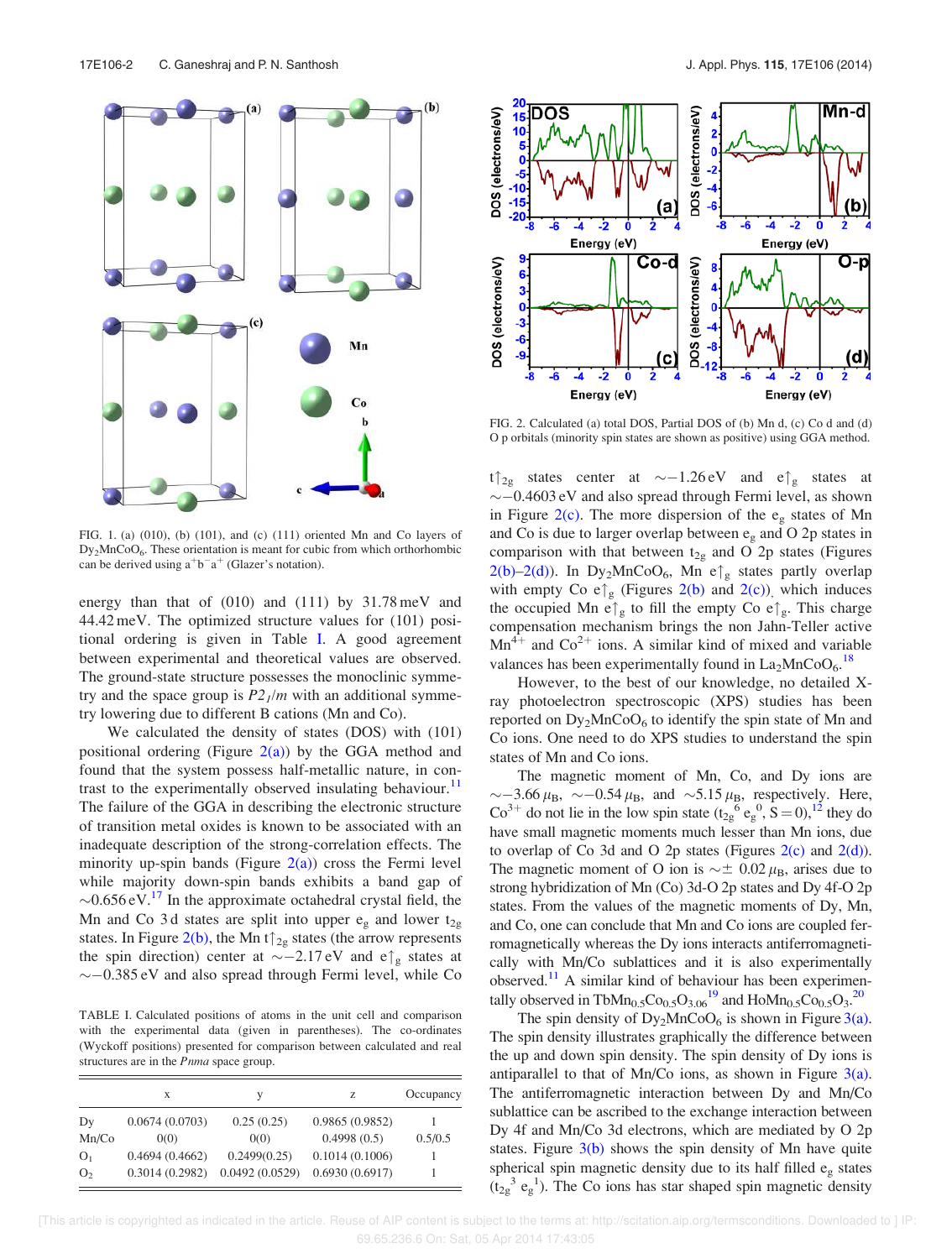FIG. 1. (a) (010), (b) (101), and (c) (111) oriented Mn and Co layers of $Dy_2MnCoO_6$. These orientation is meant for cubic from which orthorhombic can be derived using $a^+b^-a^+$ (Glazer's notation).

energy than that of (010) and (111) by 31.78 meV and 44.42 meV. The optimized structure values for (101) positional ordering is given in Table I. A good agreement between experimental and theoretical values are observed. The ground-state structure possesses the monoclinic symmetry and the space group is *P2*$_1$*/m* with an additional symmetry lowering due to different B cations (Mn and Co).

We calculated the density of states (DOS) with (101) positional ordering (Figure 2(a)) by the GGA method and found that the system possess half-metallic nature, in contrast to the experimentally observed insulating behaviour.[11] The failure of the GGA in describing the electronic structure of transition metal oxides is known to be associated with an inadequate description of the strong-correlation effects. The minority up-spin bands (Figure 2(a)) cross the Fermi level while majority down-spin bands exhibits a band gap of ~0.656 eV.[17] In the approximate octahedral crystal field, the Mn and Co 3d states are split into upper $e_g$ and lower $t_{2g}$ states. In Figure 2(b), the Mn $t\uparrow_{2g}$ states (the arrow represents the spin direction) center at ~−2.17 eV and $e\uparrow_g$ states at ~−0.385 eV and also spread through Fermi level, while Co $t\uparrow_{2g}$ states center at ~−1.26 eV and $e\uparrow_g$ states at ~−0.4603 eV and also spread through Fermi level, as shown in Figure 2(c). The more dispersion of the $e_g$ states of Mn and Co is due to larger overlap between $e_g$ and O 2p states in comparison with that between $t_{2g}$ and O 2p states (Figures 2(b)–2(d)). In $Dy_2MnCoO_6$, Mn $e\uparrow_g$ states partly overlap with empty Co $e\uparrow_g$ (Figures 2(b) and 2(c)), which induces the occupied Mn $e\uparrow_g$ to fill the empty Co $e\uparrow_g$. This charge compensation mechanism brings the non Jahn-Teller active $Mn^{4+}$ and $Co^{2+}$ ions. A similar kind of mixed and variable valances has been experimentally found in $La_2MnCoO_6$.[18]

TABLE I. Calculated positions of atoms in the unit cell and comparison with the experimental data (given in parentheses). The co-ordinates (Wyckoff positions) presented for comparison between calculated and real structures are in the *Pnma* space group.

| | x | y | z | Occupancy |
|---|---|---|---|---|
| Dy | 0.0674 (0.0703) | 0.25 (0.25) | 0.9865 (0.9852) | 1 |
| Mn/Co | 0(0) | 0(0) | 0.4998 (0.5) | 0.5/0.5 |
| $O_1$ | 0.4694 (0.4662) | 0.2499(0.25) | 0.1014 (0.1006) | 1 |
| $O_2$ | 0.3014 (0.2982) | 0.0492 (0.0529) | 0.6930 (0.6917) | 1 |

FIG. 2. Calculated (a) total DOS, Partial DOS of (b) Mn d, (c) Co d and (d) O p orbitals (minority spin states are shown as positive) using GGA method.

However, to the best of our knowledge, no detailed X-ray photoelectron spectroscopic (XPS) studies has been reported on $Dy_2MnCoO_6$ to identify the spin state of Mn and Co ions. One need to do XPS studies to understand the spin states of Mn and Co ions.

The magnetic moment of Mn, Co, and Dy ions are ~−3.66 $\mu_B$, ~−0.54 $\mu_B$, and ~5.15 $\mu_B$, respectively. Here, $Co^{3+}$ do not lie in the low spin state ($t_{2g}^6 e_g^0$, S = 0),[12] they do have small magnetic moments much lesser than Mn ions, due to overlap of Co 3d and O 2p states (Figures 2(c) and 2(d)). The magnetic moment of O ion is ~± 0.02 $\mu_B$, arises due to strong hybridization of Mn (Co) 3d-O 2p states and Dy 4f-O 2p states. From the values of the magnetic moments of Dy, Mn, and Co, one can conclude that Mn and Co ions are coupled ferromagnetically whereas the Dy ions interacts antiferromagnetically with Mn/Co sublattices and it is also experimentally observed.[11] A similar kind of behaviour has been experimentally observed in $TbMn_{0.5}Co_{0.5}O_{3.06}$[19] and $HoMn_{0.5}Co_{0.5}O_3$.[20]

The spin density of $Dy_2MnCoO_6$ is shown in Figure 3(a). The spin density illustrates graphically the difference between the up and down spin density. The spin density of Dy ions is antiparallel to that of Mn/Co ions, as shown in Figure 3(a). The antiferromagnetic interaction between Dy and Mn/Co sublattice can be ascribed to the exchange interaction between Dy 4f and Mn/Co 3d electrons, which are mediated by O 2p states. Figure 3(b) shows the spin density of Mn have quite spherical spin magnetic density due to its half filled $e_g$ states ($t_{2g}^3 e_g^1$). The Co ions has star shaped spin magnetic density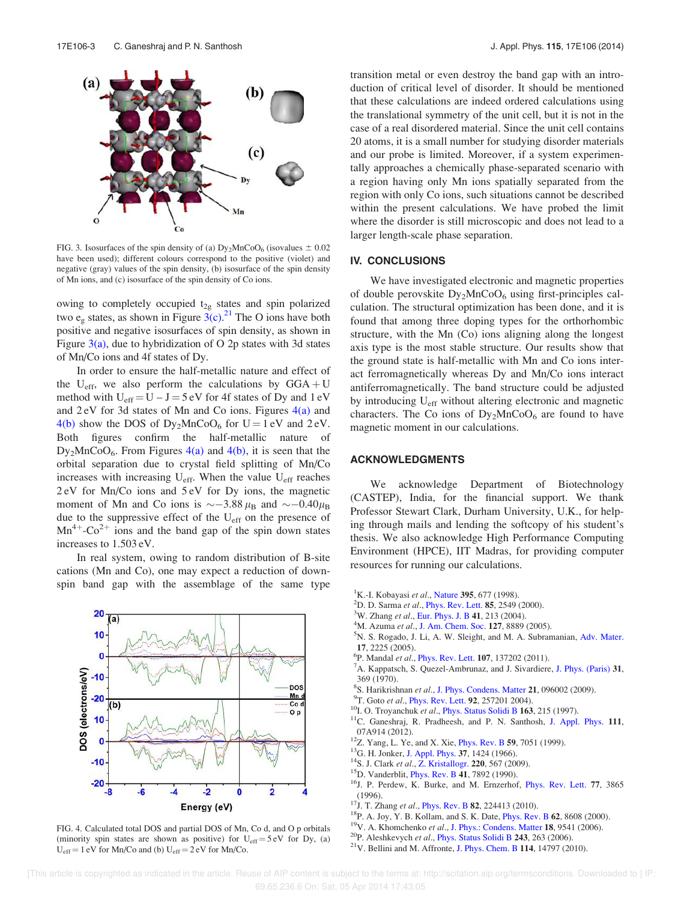(a)

(b)

(c)

Dy

Mn

O

Co

FIG. 3. Isosurfaces of the spin density of (a) $Dy_2MnCoO_6$ (isovalues ± 0.02 have been used); different colours correspond to the positive (violet) and negative (gray) values of the spin density, (b) isosurface of the spin density of Mn ions, and (c) isosurface of the spin density of Co ions.

owing to completely occupied $t_{2g}$ states and spin polarized two $e_g$ states, as shown in Figure 3(c).[21] The O ions have both positive and negative isosurfaces of spin density, as shown in Figure 3(a), due to hybridization of O 2p states with 3d states of Mn/Co ions and 4f states of Dy.

In order to ensure the half-metallic nature and effect of the $U_{eff}$, we also perform the calculations by GGA + U method with $U_{eff} = U - J = 5$ eV for 4f states of Dy and 1 eV and 2 eV for 3d states of Mn and Co ions. Figures 4(a) and 4(b) show the DOS of $Dy_2MnCoO_6$ for U = 1 eV and 2 eV. Both figures confirm the half-metallic nature of $Dy_2MnCoO_6$. From Figures 4(a) and 4(b), it is seen that the orbital separation due to crystal field splitting of Mn/Co increases with increasing $U_{eff}$. When the value $U_{eff}$ reaches 2 eV for Mn/Co ions and 5 eV for Dy ions, the magnetic moment of Mn and Co ions is $\sim -3.88\,\mu_B$ and $\sim -0.40\mu_B$ due to the suppressive effect of the $U_{eff}$ on the presence of $Mn^{4+}$-$Co^{2+}$ ions and the band gap of the spin down states increases to 1.503 eV.

In real system, owing to random distribution of B-site cations (Mn and Co), one may expect a reduction of down-spin band gap with the assemblage of the same type transition metal or even destroy the band gap with an introduction of critical level of disorder. It should be mentioned that these calculations are indeed ordered calculations using the translational symmetry of the unit cell, but it is not in the case of a real disordered material. Since the unit cell contains 20 atoms, it is a small number for studying disorder materials and our probe is limited. Moreover, if a system experimentally approaches a chemically phase-separated scenario with a region having only Mn ions spatially separated from the region with only Co ions, such situations cannot be described within the present calculations. We have probed the limit where the disorder is still microscopic and does not lead to a larger length-scale phase separation.

20 (a)
10
0
-10
-20 (b)
10
0
-10
-20
-8 -6 -4 -2 0 2 4
DOS (electrons/eV)
Energy (eV)
DOS
Mn d
Co d
O p

FIG. 4. Calculated total DOS and partial DOS of Mn, Co d, and O p orbitals (minority spin states are shown as positive) for $U_{eff} = 5$ eV for Dy, (a) $U_{eff} = 1$ eV for Mn/Co and (b) $U_{eff} = 2$ eV for Mn/Co.

## IV. CONCLUSIONS

We have investigated electronic and magnetic properties of double perovskite $Dy_2MnCoO_6$ using first-principles calculation. The structural optimization has been done, and it is found that among three doping types for the orthorhombic structure, with the Mn (Co) ions aligning along the longest axis type is the most stable structure. Our results show that the ground state is half-metallic with Mn and Co ions interact ferromagnetically whereas Dy and Mn/Co ions interact antiferromagnetically. The band structure could be adjusted by introducing $U_{eff}$ without altering electronic and magnetic characters. The Co ions of $Dy_2MnCoO_6$ are found to have magnetic moment in our calculations.

## ACKNOWLEDGMENTS

We acknowledge Department of Biotechnology (CASTEP), India, for the financial support. We thank Professor Stewart Clark, Durham University, U.K., for helping through mails and lending the softcopy of his student's thesis. We also acknowledge High Performance Computing Environment (HPCE), IIT Madras, for providing computer resources for running our calculations.

[1] K.-I. Kobayasi *et al.*, Nature **395**, 677 (1998).
[2] D. D. Sarma *et al.*, Phys. Rev. Lett. **85**, 2549 (2000).
[3] W. Zhang *et al.*, Eur. Phys. J. B **41**, 213 (2004).
[4] M. Azuma *et al.*, J. Am. Chem. Soc. **127**, 8889 (2005).
[5] N. S. Rogado, J. Li, A. W. Sleight, and M. A. Subramanian, Adv. Mater. **17**, 2225 (2005).
[6] P. Mandal *et al.*, Phys. Rev. Lett. **107**, 137202 (2011).
[7] A. Kappatsch, S. Quezel-Ambrunaz, and J. Sivardiere, J. Phys. (Paris) **31**, 369 (1970).
[8] S. Harikrishnan *et al.*, J. Phys. Condens. Matter **21**, 096002 (2009).
[9] T. Goto *et al.*, Phys. Rev. Lett. **92**, 257201 2004).
[10] I. O. Troyanchuk *et al.*, Phys. Status Solidi B **163**, 215 (1997).
[11] C. Ganeshraj, R. Pradheesh, and P. N. Santhosh, J. Appl. Phys. **111**, 07A914 (2012).
[12] Z. Yang, L. Ye, and X. Xie, Phys. Rev. B **59**, 7051 (1999).
[13] G. H. Jonker, J. Appl. Phys. **37**, 1424 (1966).
[14] S. J. Clark *et al.*, Z. Kristallogr. **220**, 567 (2009).
[15] D. Vanderblit, Phys. Rev. B **41**, 7892 (1990).
[16] J. P. Perdew, K. Burke, and M. Ernzerhof, Phys. Rev. Lett. **77**, 3865 (1996).
[17] J. T. Zhang *et al.*, Phys. Rev. B **82**, 224413 (2010).
[18] P. A. Joy, Y. B. Kollam, and S. K. Date, Phys. Rev. B **62**, 8608 (2000).
[19] V. A. Khomchenko *et al.*, J. Phys.: Condens. Matter **18**, 9541 (2006).
[20] P. Aleshkevych *et al.*, Phys. Status Solidi B **243**, 263 (2006).
[21] V. Bellini and M. Affronte, J. Phys. Chem. B **114**, 14797 (2010).